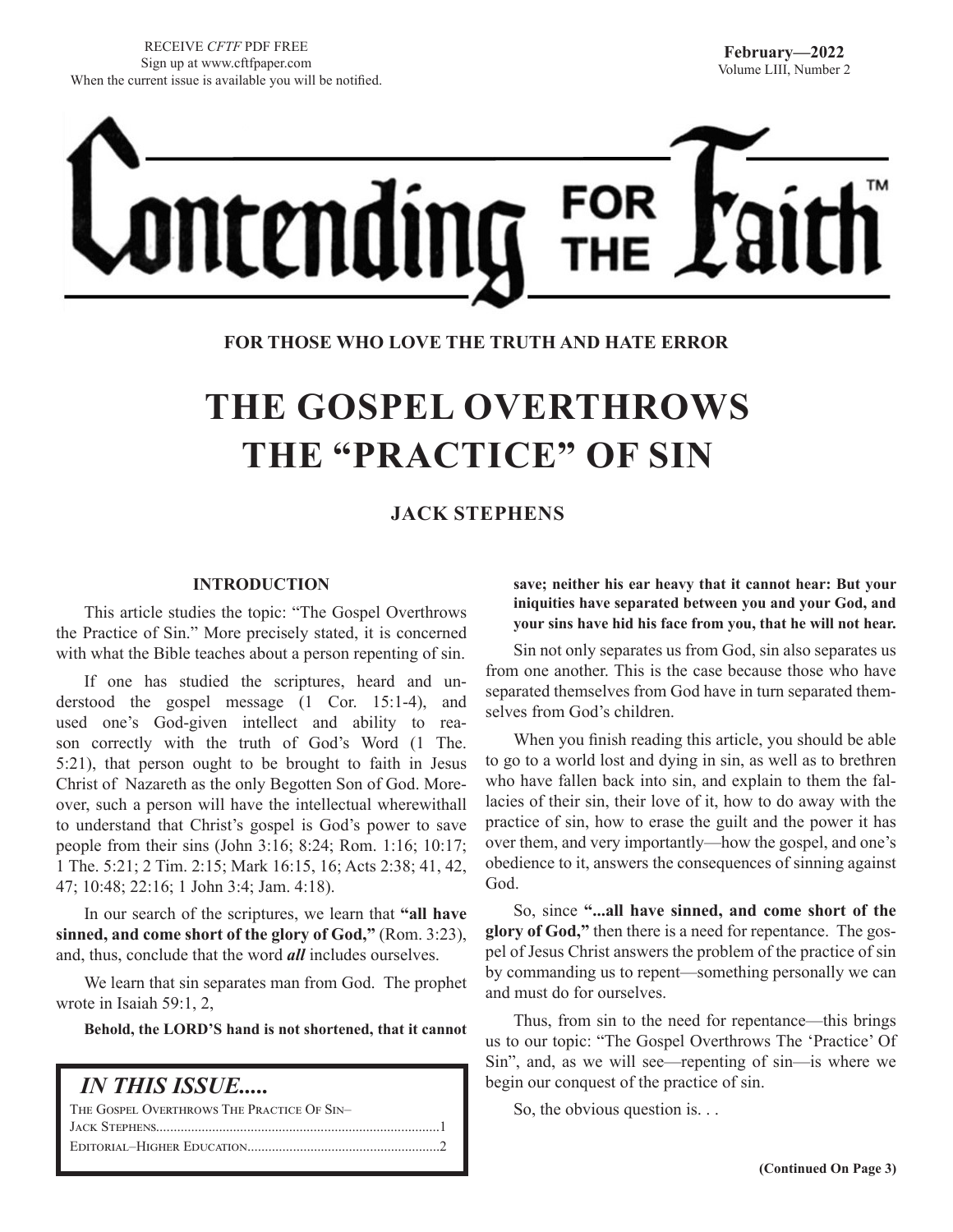RECEIVE *CFTF* PDF FREE
Sign up at www.cftfpaper.com
When the current issue is available you will be notified.

**February—2022**
Volume LIII, Number 2

# Contending FOR THE Faith™

**FOR THOSE WHO LOVE THE TRUTH AND HATE ERROR**

# THE GOSPEL OVERTHROWS THE "PRACTICE" OF SIN

**JACK STEPHENS**

### INTRODUCTION

This article studies the topic: "The Gospel Overthrows the Practice of Sin." More precisely stated, it is concerned with what the Bible teaches about a person repenting of sin.

If one has studied the scriptures, heard and understood the gospel message (1 Cor. 15:1-4), and used one's God-given intellect and ability to reason correctly with the truth of God's Word (1 The. 5:21), that person ought to be brought to faith in Jesus Christ of Nazareth as the only Begotten Son of God. Moreover, such a person will have the intellectual wherewithall to understand that Christ's gospel is God's power to save people from their sins (John 3:16; 8:24; Rom. 1:16; 10:17; 1 The. 5:21; 2 Tim. 2:15; Mark 16:15, 16; Acts 2:38; 41, 42, 47; 10:48; 22:16; 1 John 3:4; Jam. 4:18).

In our search of the scriptures, we learn that **"all have sinned, and come short of the glory of God,"** (Rom. 3:23), and, thus, conclude that the word ***all*** includes ourselves.

We learn that sin separates man from God. The prophet wrote in Isaiah 59:1, 2,

**Behold, the LORD'S hand is not shortened, that it cannot save; neither his ear heavy that it cannot hear: But your iniquities have separated between you and your God, and your sins have hid his face from you, that he will not hear.**

Sin not only separates us from God, sin also separates us from one another. This is the case because those who have separated themselves from God have in turn separated themselves from God's children.

When you finish reading this article, you should be able to go to a world lost and dying in sin, as well as to brethren who have fallen back into sin, and explain to them the fallacies of their sin, their love of it, how to do away with the practice of sin, how to erase the guilt and the power it has over them, and very importantly—how the gospel, and one's obedience to it, answers the consequences of sinning against God.

So, since **"...all have sinned, and come short of the glory of God,"** then there is a need for repentance. The gospel of Jesus Christ answers the problem of the practice of sin by commanding us to repent—something personally we can and must do for ourselves.

Thus, from sin to the need for repentance—this brings us to our topic: "The Gospel Overthrows The 'Practice' Of Sin", and, as we will see—repenting of sin—is where we begin our conquest of the practice of sin.

So, the obvious question is. . .

**(Continued On Page 3)**

| *IN THIS ISSUE.....* | |
|---|---|
| The Gospel Overthrows The Practice Of Sin–Jack Stephens | 1 |
| Editorial–Higher Education | 2 |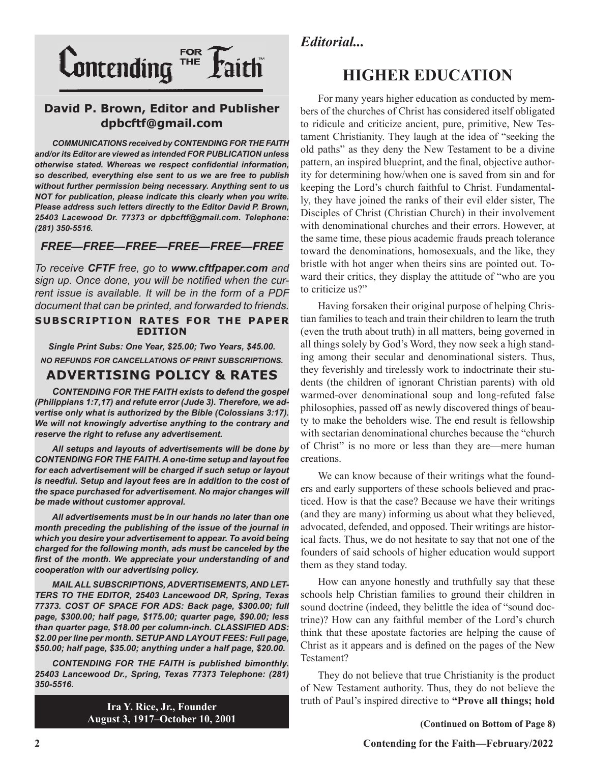# Contending FOR THE Faith™

**David P. Brown, Editor and Publisher**
**dpbcftf@gmail.com**

***COMMUNICATIONS received by CONTENDING FOR THE FAITH and/or its Editor are viewed as intended FOR PUBLICATION unless otherwise stated. Whereas we respect confidential information, so described, everything else sent to us we are free to publish without further permission being necessary. Anything sent to us NOT for publication, please indicate this clearly when you write. Please address such letters directly to the Editor David P. Brown, 25403 Lacewood Dr. 77373 or dpbcftf@gmail.com. Telephone: (281) 350-5516.***

## *FREE—FREE—FREE—FREE—FREE—FREE*

*To receive **CFTF** free, go to **www.cftfpaper.com** and sign up. Once done, you will be notified when the current issue is available. It will be in the form of a PDF document that can be printed, and forwarded to friends.*

**SUBSCRIPTION RATES FOR THE PAPER EDITION**

***Single Print Subs: One Year, $25.00; Two Years, $45.00.***

***NO REFUNDS FOR CANCELLATIONS OF PRINT SUBSCRIPTIONS.***

## ADVERTISING POLICY & RATES

***CONTENDING FOR THE FAITH exists to defend the gospel (Philippians 1:7,17) and refute error (Jude 3). Therefore, we advertise only what is authorized by the Bible (Colossians 3:17). We will not knowingly advertise anything to the contrary and reserve the right to refuse any advertisement.***

***All setups and layouts of advertisements will be done by CONTENDING FOR THE FAITH. A one-time setup and layout fee for each advertisement will be charged if such setup or layout is needful. Setup and layout fees are in addition to the cost of the space purchased for advertisement. No major changes will be made without customer approval.***

***All advertisements must be in our hands no later than one month preceding the publishing of the issue of the journal in which you desire your advertisement to appear. To avoid being charged for the following month, ads must be canceled by the first of the month. We appreciate your understanding of and cooperation with our advertising policy.***

***MAIL ALL SUBSCRIPTIONS, ADVERTISEMENTS, AND LETTERS TO THE EDITOR, 25403 Lancewood DR, Spring, Texas 77373. COST OF SPACE FOR ADS: Back page, $300.00; full page, $300.00; half page, $175.00; quarter page, $90.00; less than quarter page, $18.00 per column-inch. CLASSIFIED ADS: $2.00 per line per month. SETUP AND LAYOUT FEES: Full page, $50.00; half page, $35.00; anything under a half page, $20.00.***

***CONTENDING FOR THE FAITH is published bimonthly. 25403 Lancewood Dr., Spring, Texas 77373 Telephone: (281) 350-5516.***

**Ira Y. Rice, Jr., Founder**
**August 3, 1917–October 10, 2001**

*Editorial...*

# HIGHER EDUCATION

For many years higher education as conducted by members of the churches of Christ has considered itself obligated to ridicule and criticize ancient, pure, primitive, New Testament Christianity. They laugh at the idea of "seeking the old paths" as they deny the New Testament to be a divine pattern, an inspired blueprint, and the final, objective authority for determining how/when one is saved from sin and for keeping the Lord's church faithful to Christ. Fundamentally, they have joined the ranks of their evil elder sister, The Disciples of Christ (Christian Church) in their involvement with denominational churches and their errors. However, at the same time, these pious academic frauds preach tolerance toward the denominations, homosexuals, and the like, they bristle with hot anger when theirs sins are pointed out. Toward their critics, they display the attitude of "who are you to criticize us?"

Having forsaken their original purpose of helping Christian families to teach and train their children to learn the truth (even the truth about truth) in all matters, being governed in all things solely by God's Word, they now seek a high standing among their secular and denominational sisters. Thus, they feverishly and tirelessly work to indoctrinate their students (the children of ignorant Christian parents) with old warmed-over denominational soup and long-refuted false philosophies, passed off as newly discovered things of beauty to make the beholders wise. The end result is fellowship with sectarian denominational churches because the "church of Christ" is no more or less than they are—mere human creations.

We can know because of their writings what the founders and early supporters of these schools believed and practiced. How is that the case? Because we have their writings (and they are many) informing us about what they believed, advocated, defended, and opposed. Their writings are historical facts. Thus, we do not hesitate to say that not one of the founders of said schools of higher education would support them as they stand today.

How can anyone honestly and truthfully say that these schools help Christian families to ground their children in sound doctrine (indeed, they belittle the idea of "sound doctrine)? How can any faithful member of the Lord's church think that these apostate factories are helping the cause of Christ as it appears and is defined on the pages of the New Testament?

They do not believe that true Christianity is the product of New Testament authority. Thus, they do not believe the truth of Paul's inspired directive to **"Prove all things; hold**

**(Continued on Bottom of Page 8)**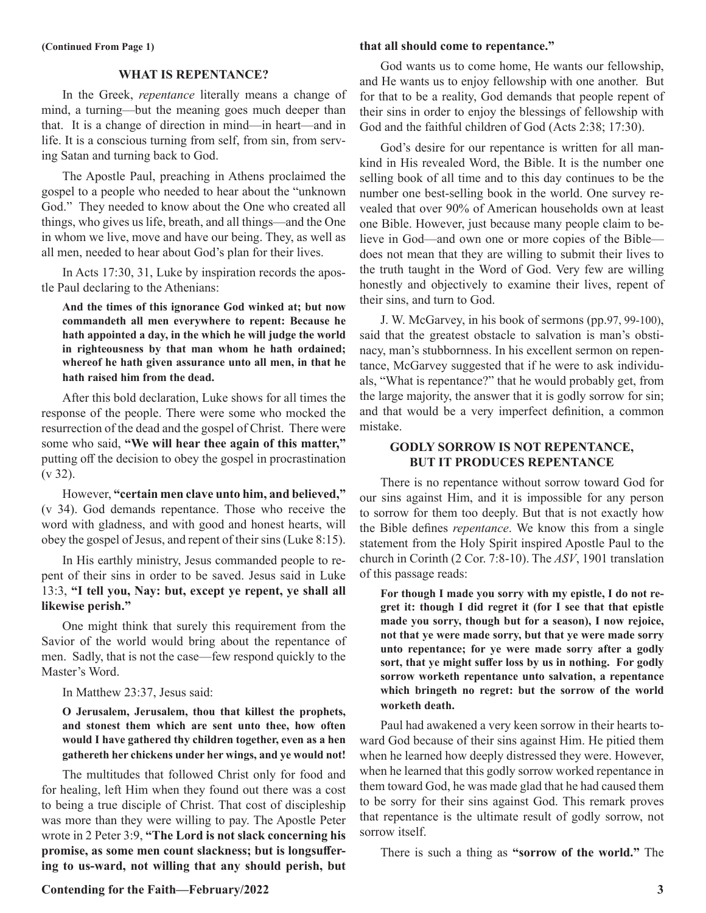(Continued From Page 1)

## WHAT IS REPENTANCE?

In the Greek, *repentance* literally means a change of mind, a turning—but the meaning goes much deeper than that. It is a change of direction in mind—in heart—and in life. It is a conscious turning from self, from sin, from serving Satan and turning back to God.

The Apostle Paul, preaching in Athens proclaimed the gospel to a people who needed to hear about the "unknown God." They needed to know about the One who created all things, who gives us life, breath, and all things—and the One in whom we live, move and have our being. They, as well as all men, needed to hear about God's plan for their lives.

In Acts 17:30, 31, Luke by inspiration records the apostle Paul declaring to the Athenians:

> **And the times of this ignorance God winked at; but now commandeth all men everywhere to repent: Because he hath appointed a day, in the which he will judge the world in righteousness by that man whom he hath ordained; whereof he hath given assurance unto all men, in that he hath raised him from the dead.**

After this bold declaration, Luke shows for all times the response of the people. There were some who mocked the resurrection of the dead and the gospel of Christ. There were some who said, **"We will hear thee again of this matter,"** putting off the decision to obey the gospel in procrastination (v 32).

However, **"certain men clave unto him, and believed,"** (v 34). God demands repentance. Those who receive the word with gladness, and with good and honest hearts, will obey the gospel of Jesus, and repent of their sins (Luke 8:15).

In His earthly ministry, Jesus commanded people to repent of their sins in order to be saved. Jesus said in Luke 13:3, **"I tell you, Nay: but, except ye repent, ye shall all likewise perish."**

One might think that surely this requirement from the Savior of the world would bring about the repentance of men. Sadly, that is not the case—few respond quickly to the Master's Word.

In Matthew 23:37, Jesus said:

> **O Jerusalem, Jerusalem, thou that killest the prophets, and stonest them which are sent unto thee, how often would I have gathered thy children together, even as a hen gathereth her chickens under her wings, and ye would not!**

The multitudes that followed Christ only for food and for healing, left Him when they found out there was a cost to being a true disciple of Christ. That cost of discipleship was more than they were willing to pay. The Apostle Peter wrote in 2 Peter 3:9, **"The Lord is not slack concerning his promise, as some men count slackness; but is longsuffering to us-ward, not willing that any should perish, but that all should come to repentance."**

God wants us to come home, He wants our fellowship, and He wants us to enjoy fellowship with one another. But for that to be a reality, God demands that people repent of their sins in order to enjoy the blessings of fellowship with God and the faithful children of God (Acts 2:38; 17:30).

God's desire for our repentance is written for all mankind in His revealed Word, the Bible. It is the number one selling book of all time and to this day continues to be the number one best-selling book in the world. One survey revealed that over 90% of American households own at least one Bible. However, just because many people claim to believe in God—and own one or more copies of the Bible—does not mean that they are willing to submit their lives to the truth taught in the Word of God. Very few are willing honestly and objectively to examine their lives, repent of their sins, and turn to God.

J. W. McGarvey, in his book of sermons (pp.97, 99-100), said that the greatest obstacle to salvation is man's obstinacy, man's stubbornness. In his excellent sermon on repentance, McGarvey suggested that if he were to ask individuals, "What is repentance?" that he would probably get, from the large majority, the answer that it is godly sorrow for sin; and that would be a very imperfect definition, a common mistake.

## GODLY SORROW IS NOT REPENTANCE, BUT IT PRODUCES REPENTANCE

There is no repentance without sorrow toward God for our sins against Him, and it is impossible for any person to sorrow for them too deeply. But that is not exactly how the Bible defines *repentance*. We know this from a single statement from the Holy Spirit inspired Apostle Paul to the church in Corinth (2 Cor. 7:8-10). The *ASV*, 1901 translation of this passage reads:

> **For though I made you sorry with my epistle, I do not regret it: though I did regret it (for I see that that epistle made you sorry, though but for a season), I now rejoice, not that ye were made sorry, but that ye were made sorry unto repentance; for ye were made sorry after a godly sort, that ye might suffer loss by us in nothing. For godly sorrow worketh repentance unto salvation, a repentance which bringeth no regret: but the sorrow of the world worketh death.**

Paul had awakened a very keen sorrow in their hearts toward God because of their sins against Him. He pitied them when he learned how deeply distressed they were. However, when he learned that this godly sorrow worked repentance in them toward God, he was made glad that he had caused them to be sorry for their sins against God. This remark proves that repentance is the ultimate result of godly sorrow, not sorrow itself.

There is such a thing as **"sorrow of the world."** The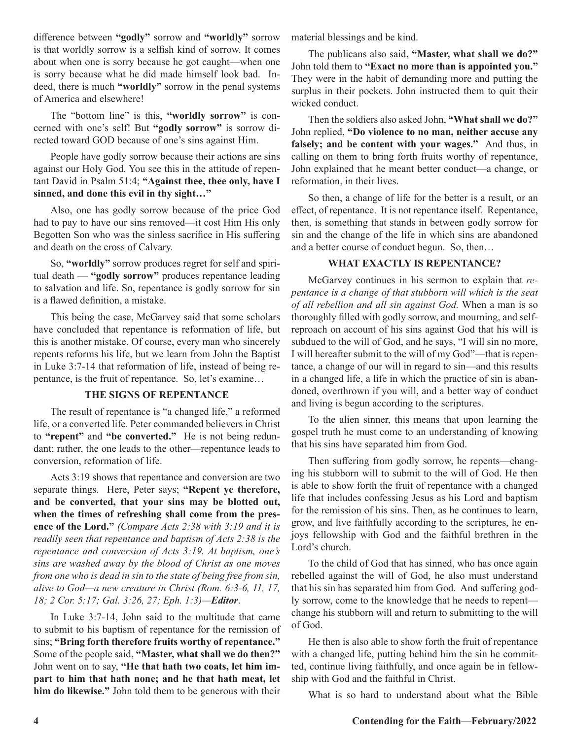difference between **"godly"** sorrow and **"worldly"** sorrow is that worldly sorrow is a selfish kind of sorrow. It comes about when one is sorry because he got caught—when one is sorry because what he did made himself look bad. Indeed, there is much **"worldly"** sorrow in the penal systems of America and elsewhere!

The "bottom line" is this, **"worldly sorrow"** is concerned with one's self! But **"godly sorrow"** is sorrow directed toward GOD because of one's sins against Him.

People have godly sorrow because their actions are sins against our Holy God. You see this in the attitude of repentant David in Psalm 51:4; **"Against thee, thee only, have I sinned, and done this evil in thy sight…"**

Also, one has godly sorrow because of the price God had to pay to have our sins removed—it cost Him His only Begotten Son who was the sinless sacrifice in His suffering and death on the cross of Calvary.

So, **"worldly"** sorrow produces regret for self and spiritual death — **"godly sorrow"** produces repentance leading to salvation and life. So, repentance is godly sorrow for sin is a flawed definition, a mistake.

This being the case, McGarvey said that some scholars have concluded that repentance is reformation of life, but this is another mistake. Of course, every man who sincerely repents reforms his life, but we learn from John the Baptist in Luke 3:7-14 that reformation of life, instead of being repentance, is the fruit of repentance. So, let's examine…

**THE SIGNS OF REPENTANCE**

The result of repentance is "a changed life," a reformed life, or a converted life. Peter commanded believers in Christ to **"repent"** and **"be converted."** He is not being redundant; rather, the one leads to the other—repentance leads to conversion, reformation of life.

Acts 3:19 shows that repentance and conversion are two separate things. Here, Peter says; **"Repent ye therefore, and be converted, that your sins may be blotted out, when the times of refreshing shall come from the presence of the Lord."** *(Compare Acts 2:38 with 3:19 and it is readily seen that repentance and baptism of Acts 2:38 is the repentance and conversion of Acts 3:19. At baptism, one's sins are washed away by the blood of Christ as one moves from one who is dead in sin to the state of being free from sin, alive to God—a new creature in Christ (Rom. 6:3-6, 11, 17, 18; 2 Cor. 5:17; Gal. 3:26, 27; Eph. 1:3)—**Editor***.

In Luke 3:7-14, John said to the multitude that came to submit to his baptism of repentance for the remission of sins; **"Bring forth therefore fruits worthy of repentance."** Some of the people said, **"Master, what shall we do then?"** John went on to say, **"He that hath two coats, let him impart to him that hath none; and he that hath meat, let him do likewise."** John told them to be generous with their material blessings and be kind.

The publicans also said, **"Master, what shall we do?"** John told them to **"Exact no more than is appointed you."** They were in the habit of demanding more and putting the surplus in their pockets. John instructed them to quit their wicked conduct.

Then the soldiers also asked John, **"What shall we do?"** John replied, **"Do violence to no man, neither accuse any falsely; and be content with your wages."** And thus, in calling on them to bring forth fruits worthy of repentance, John explained that he meant better conduct—a change, or reformation, in their lives.

So then, a change of life for the better is a result, or an effect, of repentance. It is not repentance itself. Repentance, then, is something that stands in between godly sorrow for sin and the change of the life in which sins are abandoned and a better course of conduct begun. So, then…

**WHAT EXACTLY IS REPENTANCE?**

McGarvey continues in his sermon to explain that *repentance is a change of that stubborn will which is the seat of all rebellion and all sin against God.* When a man is so thoroughly filled with godly sorrow, and mourning, and self-reproach on account of his sins against God that his will is subdued to the will of God, and he says, "I will sin no more, I will hereafter submit to the will of my God"—that is repentance, a change of our will in regard to sin—and this results in a changed life, a life in which the practice of sin is abandoned, overthrown if you will, and a better way of conduct and living is begun according to the scriptures.

To the alien sinner, this means that upon learning the gospel truth he must come to an understanding of knowing that his sins have separated him from God.

Then suffering from godly sorrow, he repents—changing his stubborn will to submit to the will of God. He then is able to show forth the fruit of repentance with a changed life that includes confessing Jesus as his Lord and baptism for the remission of his sins. Then, as he continues to learn, grow, and live faithfully according to the scriptures, he enjoys fellowship with God and the faithful brethren in the Lord's church.

To the child of God that has sinned, who has once again rebelled against the will of God, he also must understand that his sin has separated him from God. And suffering godly sorrow, come to the knowledge that he needs to repent—change his stubborn will and return to submitting to the will of God.

He then is also able to show forth the fruit of repentance with a changed life, putting behind him the sin he committed, continue living faithfully, and once again be in fellowship with God and the faithful in Christ.

What is so hard to understand about what the Bible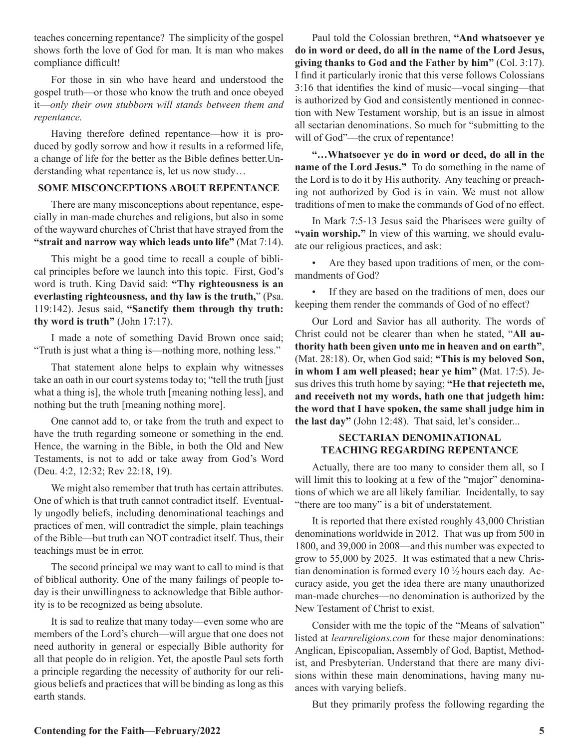teaches concerning repentance? The simplicity of the gospel shows forth the love of God for man. It is man who makes compliance difficult!

For those in sin who have heard and understood the gospel truth—or those who know the truth and once obeyed it—*only their own stubborn will stands between them and repentance.*

Having therefore defined repentance—how it is produced by godly sorrow and how it results in a reformed life, a change of life for the better as the Bible defines better.Understanding what repentance is, let us now study…

### SOME MISCONCEPTIONS ABOUT REPENTANCE

There are many misconceptions about repentance, especially in man-made churches and religions, but also in some of the wayward churches of Christ that have strayed from the **"strait and narrow way which leads unto life"** (Mat 7:14).

This might be a good time to recall a couple of biblical principles before we launch into this topic. First, God's word is truth. King David said: **"Thy righteousness is an everlasting righteousness, and thy law is the truth,"** (Psa. 119:142). Jesus said, **"Sanctify them through thy truth: thy word is truth"** (John 17:17).

I made a note of something David Brown once said; "Truth is just what a thing is—nothing more, nothing less."

That statement alone helps to explain why witnesses take an oath in our court systems today to; "tell the truth [just what a thing is], the whole truth [meaning nothing less], and nothing but the truth [meaning nothing more].

One cannot add to, or take from the truth and expect to have the truth regarding someone or something in the end. Hence, the warning in the Bible, in both the Old and New Testaments, is not to add or take away from God's Word (Deu. 4:2, 12:32; Rev 22:18, 19).

We might also remember that truth has certain attributes. One of which is that truth cannot contradict itself. Eventually ungodly beliefs, including denominational teachings and practices of men, will contradict the simple, plain teachings of the Bible—but truth can NOT contradict itself. Thus, their teachings must be in error.

The second principal we may want to call to mind is that of biblical authority. One of the many failings of people today is their unwillingness to acknowledge that Bible authority is to be recognized as being absolute.

It is sad to realize that many today—even some who are members of the Lord's church—will argue that one does not need authority in general or especially Bible authority for all that people do in religion. Yet, the apostle Paul sets forth a principle regarding the necessity of authority for our religious beliefs and practices that will be binding as long as this earth stands.

Paul told the Colossian brethren, **"And whatsoever ye do in word or deed, do all in the name of the Lord Jesus, giving thanks to God and the Father by him"** (Col. 3:17). I find it particularly ironic that this verse follows Colossians 3:16 that identifies the kind of music—vocal singing—that is authorized by God and consistently mentioned in connection with New Testament worship, but is an issue in almost all sectarian denominations. So much for "submitting to the will of God"—the crux of repentance!

**"…Whatsoever ye do in word or deed, do all in the name of the Lord Jesus."** To do something in the name of the Lord is to do it by His authority. Any teaching or preaching not authorized by God is in vain. We must not allow traditions of men to make the commands of God of no effect.

In Mark 7:5-13 Jesus said the Pharisees were guilty of **"vain worship."** In view of this warning, we should evaluate our religious practices, and ask:

- Are they based upon traditions of men, or the commandments of God?
- If they are based on the traditions of men, does our keeping them render the commands of God of no effect?

Our Lord and Savior has all authority. The words of Christ could not be clearer than when he stated, "**All authority hath been given unto me in heaven and on earth"**, (Mat. 28:18). Or, when God said; **"This is my beloved Son, in whom I am well pleased; hear ye him" (**Mat. 17:5). Jesus drives this truth home by saying; **"He that rejecteth me, and receiveth not my words, hath one that judgeth him: the word that I have spoken, the same shall judge him in the last day"** (John 12:48). That said, let's consider...

### SECTARIAN DENOMINATIONAL TEACHING REGARDING REPENTANCE

Actually, there are too many to consider them all, so I will limit this to looking at a few of the "major" denominations of which we are all likely familiar. Incidentally, to say "there are too many" is a bit of understatement.

It is reported that there existed roughly 43,000 Christian denominations worldwide in 2012. That was up from 500 in 1800, and 39,000 in 2008—and this number was expected to grow to 55,000 by 2025. It was estimated that a new Christian denomination is formed every 10 ½ hours each day. Accuracy aside, you get the idea there are many unauthorized man-made churches—no denomination is authorized by the New Testament of Christ to exist.

Consider with me the topic of the "Means of salvation" listed at *learnreligions.com* for these major denominations: Anglican, Episcopalian, Assembly of God, Baptist, Methodist, and Presbyterian. Understand that there are many divisions within these main denominations, having many nuances with varying beliefs.

But they primarily profess the following regarding the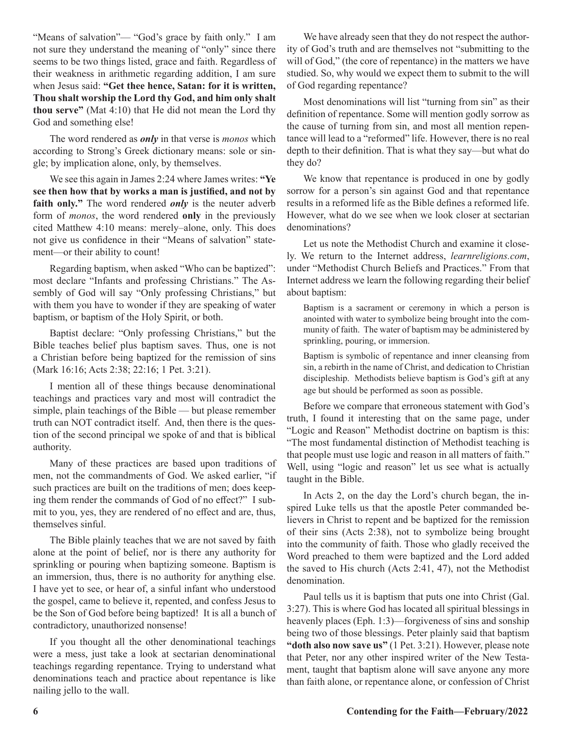"Means of salvation"— "God's grace by faith only." I am not sure they understand the meaning of "only" since there seems to be two things listed, grace and faith. Regardless of their weakness in arithmetic regarding addition, I am sure when Jesus said: **"Get thee hence, Satan: for it is written, Thou shalt worship the Lord thy God, and him only shalt thou serve"** (Mat 4:10) that He did not mean the Lord thy God and something else!

The word rendered as ***only*** in that verse is *monos* which according to Strong's Greek dictionary means: sole or single; by implication alone, only, by themselves.

We see this again in James 2:24 where James writes: **"Ye see then how that by works a man is justified, and not by faith only."** The word rendered ***only*** is the neuter adverb form of *monos*, the word rendered **only** in the previously cited Matthew 4:10 means: merely–alone, only. This does not give us confidence in their "Means of salvation" statement—or their ability to count!

Regarding baptism, when asked "Who can be baptized": most declare "Infants and professing Christians." The Assembly of God will say "Only professing Christians," but with them you have to wonder if they are speaking of water baptism, or baptism of the Holy Spirit, or both.

Baptist declare: "Only professing Christians," but the Bible teaches belief plus baptism saves. Thus, one is not a Christian before being baptized for the remission of sins (Mark 16:16; Acts 2:38; 22:16; 1 Pet. 3:21).

I mention all of these things because denominational teachings and practices vary and most will contradict the simple, plain teachings of the Bible — but please remember truth can NOT contradict itself. And, then there is the question of the second principal we spoke of and that is biblical authority.

Many of these practices are based upon traditions of men, not the commandments of God. We asked earlier, "if such practices are built on the traditions of men; does keeping them render the commands of God of no effect?" I submit to you, yes, they are rendered of no effect and are, thus, themselves sinful.

The Bible plainly teaches that we are not saved by faith alone at the point of belief, nor is there any authority for sprinkling or pouring when baptizing someone. Baptism is an immersion, thus, there is no authority for anything else. I have yet to see, or hear of, a sinful infant who understood the gospel, came to believe it, repented, and confess Jesus to be the Son of God before being baptized! It is all a bunch of contradictory, unauthorized nonsense!

If you thought all the other denominational teachings were a mess, just take a look at sectarian denominational teachings regarding repentance. Trying to understand what denominations teach and practice about repentance is like nailing jello to the wall.

We have already seen that they do not respect the authority of God's truth and are themselves not "submitting to the will of God," (the core of repentance) in the matters we have studied. So, why would we expect them to submit to the will of God regarding repentance?

Most denominations will list "turning from sin" as their definition of repentance. Some will mention godly sorrow as the cause of turning from sin, and most all mention repentance will lead to a "reformed" life. However, there is no real depth to their definition. That is what they say—but what do they do?

We know that repentance is produced in one by godly sorrow for a person's sin against God and that repentance results in a reformed life as the Bible defines a reformed life. However, what do we see when we look closer at sectarian denominations?

Let us note the Methodist Church and examine it closely. We return to the Internet address, *learnreligions.com*, under "Methodist Church Beliefs and Practices." From that Internet address we learn the following regarding their belief about baptism:

> Baptism is a sacrament or ceremony in which a person is anointed with water to symbolize being brought into the community of faith. The water of baptism may be administered by sprinkling, pouring, or immersion.
>
> Baptism is symbolic of repentance and inner cleansing from sin, a rebirth in the name of Christ, and dedication to Christian discipleship. Methodists believe baptism is God's gift at any age but should be performed as soon as possible.

Before we compare that erroneous statement with God's truth, I found it interesting that on the same page, under "Logic and Reason" Methodist doctrine on baptism is this: "The most fundamental distinction of Methodist teaching is that people must use logic and reason in all matters of faith." Well, using "logic and reason" let us see what is actually taught in the Bible.

In Acts 2, on the day the Lord's church began, the inspired Luke tells us that the apostle Peter commanded believers in Christ to repent and be baptized for the remission of their sins (Acts 2:38), not to symbolize being brought into the community of faith. Those who gladly received the Word preached to them were baptized and the Lord added the saved to His church (Acts 2:41, 47), not the Methodist denomination.

Paul tells us it is baptism that puts one into Christ (Gal. 3:27). This is where God has located all spiritual blessings in heavenly places (Eph. 1:3)—forgiveness of sins and sonship being two of those blessings. Peter plainly said that baptism **"doth also now save us"** (1 Pet. 3:21). However, please note that Peter, nor any other inspired writer of the New Testament, taught that baptism alone will save anyone any more than faith alone, or repentance alone, or confession of Christ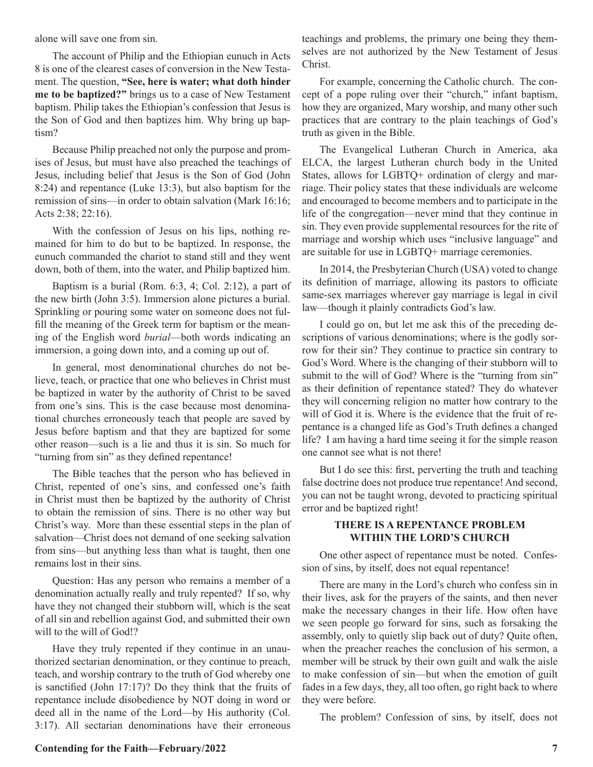alone will save one from sin.

The account of Philip and the Ethiopian eunuch in Acts 8 is one of the clearest cases of conversion in the New Testament. The question, **"See, here is water; what doth hinder me to be baptized?"** brings us to a case of New Testament baptism. Philip takes the Ethiopian's confession that Jesus is the Son of God and then baptizes him. Why bring up baptism?

Because Philip preached not only the purpose and promises of Jesus, but must have also preached the teachings of Jesus, including belief that Jesus is the Son of God (John 8:24) and repentance (Luke 13:3), but also baptism for the remission of sins—in order to obtain salvation (Mark 16:16; Acts 2:38; 22:16).

With the confession of Jesus on his lips, nothing remained for him to do but to be baptized. In response, the eunuch commanded the chariot to stand still and they went down, both of them, into the water, and Philip baptized him.

Baptism is a burial (Rom. 6:3, 4; Col. 2:12), a part of the new birth (John 3:5). Immersion alone pictures a burial. Sprinkling or pouring some water on someone does not fulfill the meaning of the Greek term for baptism or the meaning of the English word *burial*—both words indicating an immersion, a going down into, and a coming up out of.

In general, most denominational churches do not believe, teach, or practice that one who believes in Christ must be baptized in water by the authority of Christ to be saved from one's sins. This is the case because most denominational churches erroneously teach that people are saved by Jesus before baptism and that they are baptized for some other reason—such is a lie and thus it is sin. So much for "turning from sin" as they defined repentance!

The Bible teaches that the person who has believed in Christ, repented of one's sins, and confessed one's faith in Christ must then be baptized by the authority of Christ to obtain the remission of sins. There is no other way but Christ's way. More than these essential steps in the plan of salvation—Christ does not demand of one seeking salvation from sins—but anything less than what is taught, then one remains lost in their sins.

Question: Has any person who remains a member of a denomination actually really and truly repented? If so, why have they not changed their stubborn will, which is the seat of all sin and rebellion against God, and submitted their own will to the will of God!?

Have they truly repented if they continue in an unauthorized sectarian denomination, or they continue to preach, teach, and worship contrary to the truth of God whereby one is sanctified (John 17:17)? Do they think that the fruits of repentance include disobedience by NOT doing in word or deed all in the name of the Lord—by His authority (Col. 3:17). All sectarian denominations have their erroneous teachings and problems, the primary one being they themselves are not authorized by the New Testament of Jesus Christ.

For example, concerning the Catholic church. The concept of a pope ruling over their "church," infant baptism, how they are organized, Mary worship, and many other such practices that are contrary to the plain teachings of God's truth as given in the Bible.

The Evangelical Lutheran Church in America, aka ELCA, the largest Lutheran church body in the United States, allows for LGBTQ+ ordination of clergy and marriage. Their policy states that these individuals are welcome and encouraged to become members and to participate in the life of the congregation—never mind that they continue in sin. They even provide supplemental resources for the rite of marriage and worship which uses "inclusive language" and are suitable for use in LGBTQ+ marriage ceremonies.

In 2014, the Presbyterian Church (USA) voted to change its definition of marriage, allowing its pastors to officiate same-sex marriages wherever gay marriage is legal in civil law—though it plainly contradicts God's law.

I could go on, but let me ask this of the preceding descriptions of various denominations; where is the godly sorrow for their sin? They continue to practice sin contrary to God's Word. Where is the changing of their stubborn will to submit to the will of God? Where is the "turning from sin" as their definition of repentance stated? They do whatever they will concerning religion no matter how contrary to the will of God it is. Where is the evidence that the fruit of repentance is a changed life as God's Truth defines a changed life? I am having a hard time seeing it for the simple reason one cannot see what is not there!

But I do see this: first, perverting the truth and teaching false doctrine does not produce true repentance! And second, you can not be taught wrong, devoted to practicing spiritual error and be baptized right!

### THERE IS A REPENTANCE PROBLEM WITHIN THE LORD'S CHURCH

One other aspect of repentance must be noted. Confession of sins, by itself, does not equal repentance!

There are many in the Lord's church who confess sin in their lives, ask for the prayers of the saints, and then never make the necessary changes in their life. How often have we seen people go forward for sins, such as forsaking the assembly, only to quietly slip back out of duty? Quite often, when the preacher reaches the conclusion of his sermon, a member will be struck by their own guilt and walk the aisle to make confession of sin—but when the emotion of guilt fades in a few days, they, all too often, go right back to where they were before.

The problem? Confession of sins, by itself, does not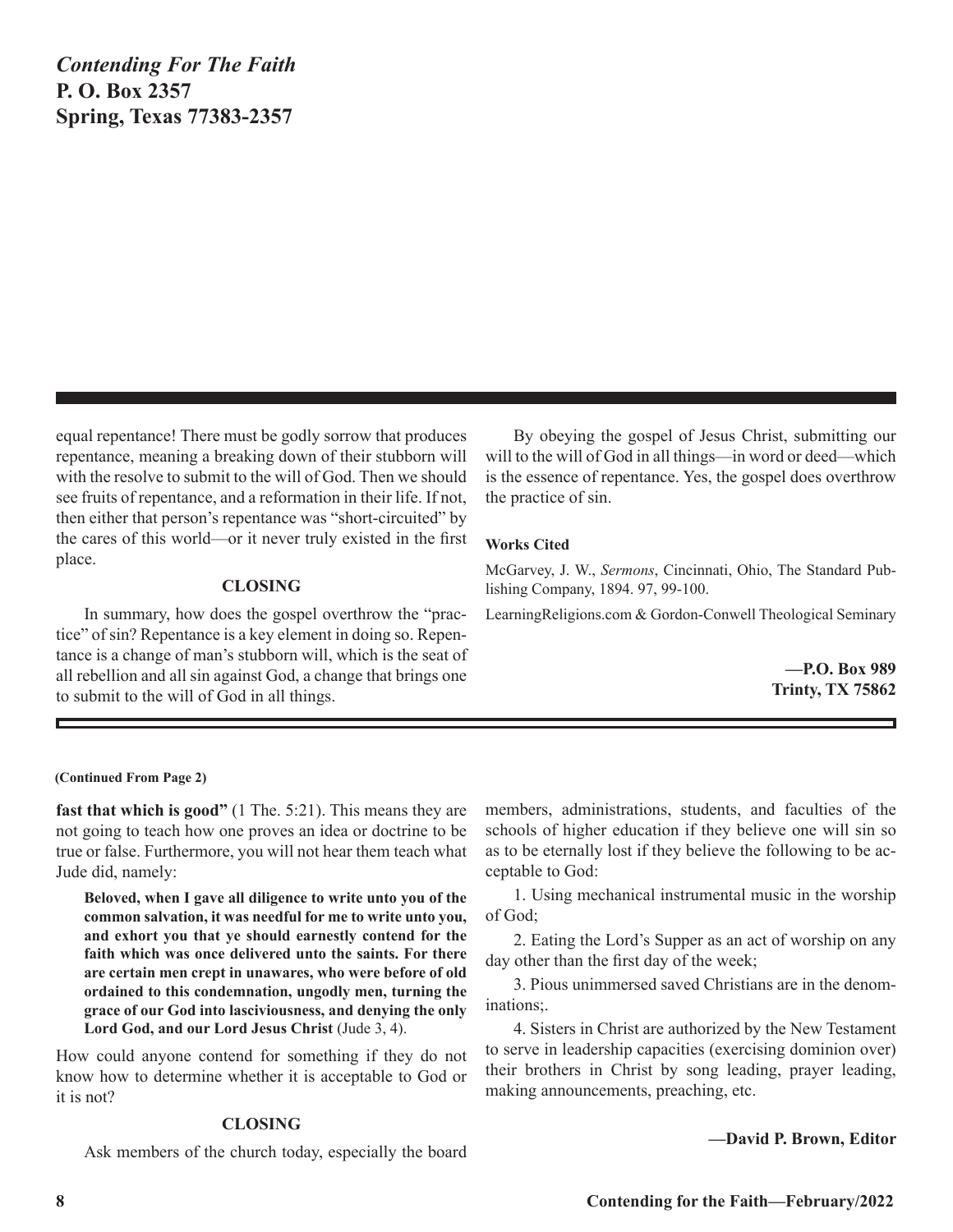*Contending For The Faith*
**P. O. Box 2357**
**Spring, Texas 77383-2357**

equal repentance! There must be godly sorrow that produces repentance, meaning a breaking down of their stubborn will with the resolve to submit to the will of God. Then we should see fruits of repentance, and a reformation in their life. If not, then either that person's repentance was "short-circuited" by the cares of this world—or it never truly existed in the first place.

### CLOSING

In summary, how does the gospel overthrow the "practice" of sin? Repentance is a key element in doing so. Repentance is a change of man's stubborn will, which is the seat of all rebellion and all sin against God, a change that brings one to submit to the will of God in all things.

By obeying the gospel of Jesus Christ, submitting our will to the will of God in all things—in word or deed—which is the essence of repentance. Yes, the gospel does overthrow the practice of sin.

**Works Cited**

McGarvey, J. W., *Sermons*, Cincinnati, Ohio, The Standard Publishing Company, 1894. 97, 99-100.

LearningReligions.com & Gordon-Conwell Theological Seminary

**—P.O. Box 989**
**Trinty, TX 75862**

---

**(Continued From Page 2)**

**fast that which is good"** (1 The. 5:21). This means they are not going to teach how one proves an idea or doctrine to be true or false. Furthermore, you will not hear them teach what Jude did, namely:

> **Beloved, when I gave all diligence to write unto you of the common salvation, it was needful for me to write unto you, and exhort you that ye should earnestly contend for the faith which was once delivered unto the saints. For there are certain men crept in unawares, who were before of old ordained to this condemnation, ungodly men, turning the grace of our God into lasciviousness, and denying the only Lord God, and our Lord Jesus Christ** (Jude 3, 4).

How could anyone contend for something if they do not know how to determine whether it is acceptable to God or it is not?

### CLOSING

Ask members of the church today, especially the board members, administrations, students, and faculties of the schools of higher education if they believe one will sin so as to be eternally lost if they believe the following to be acceptable to God:

1. Using mechanical instrumental music in the worship of God;

2. Eating the Lord's Supper as an act of worship on any day other than the first day of the week;

3. Pious unimmersed saved Christians are in the denominations;.

4. Sisters in Christ are authorized by the New Testament to serve in leadership capacities (exercising dominion over) their brothers in Christ by song leading, prayer leading, making announcements, preaching, etc.

**—David P. Brown, Editor**